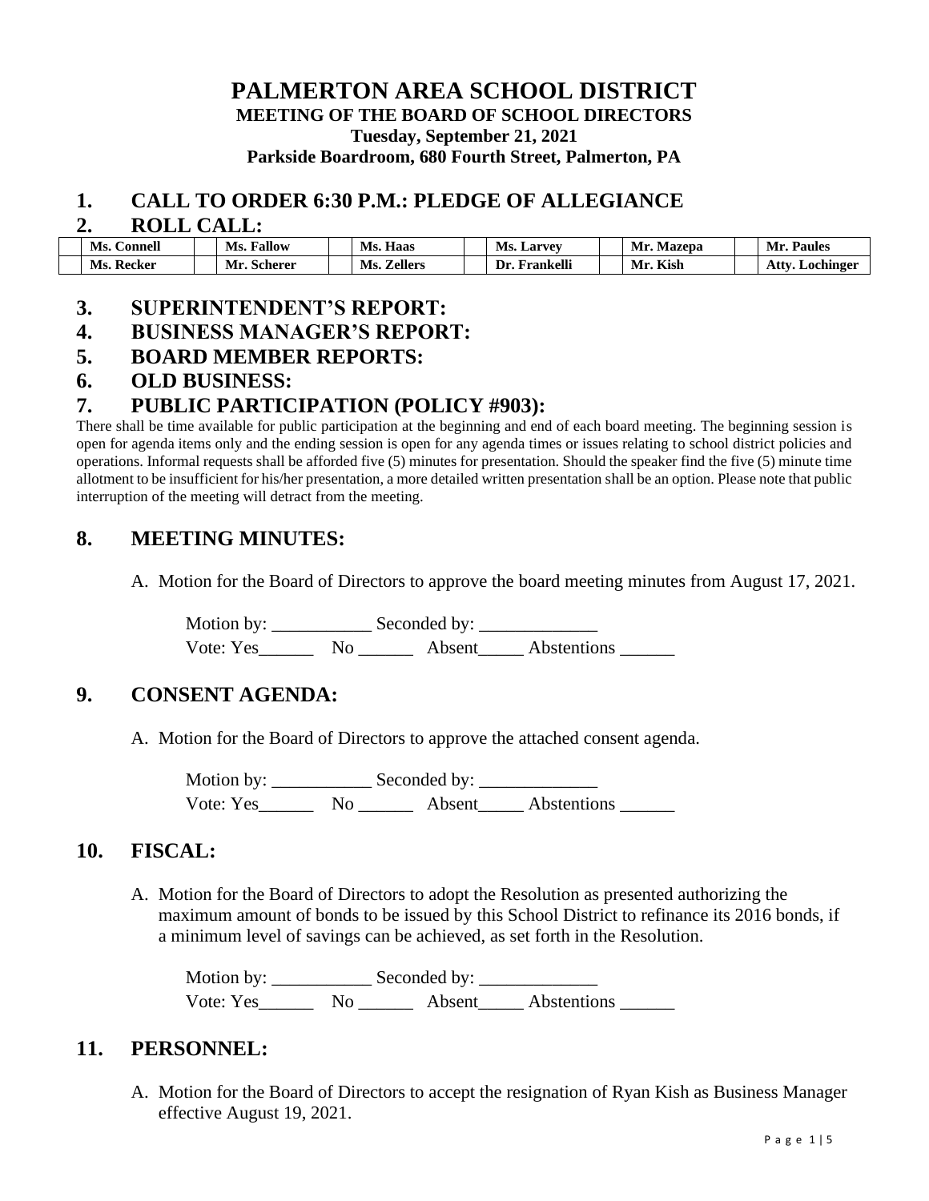# PALMERTON AREA SCHOOL DISTRICT

**MEETING OF THE BOARD OF SCHOOL DIRECTORS**

**Tuesday, September 21, 2021**

**Parkside Boardroom, 680 Fourth Street, Palmerton, PA**

## 1. CALL TO ORDER 6:30 P.M.: PLEDGE OF ALLEGIANCE

## 2. ROLL CALL:

| | Ms. Connell | | Ms. Fallow | | Ms. Haas | | Ms. Larvey | | Mr. Mazepa | | Mr. Paules |
|---|---|---|---|---|---|---|---|---|---|---|---|
| | Ms. Recker | | Mr. Scherer | | Ms. Zellers | | Dr. Frankelli | | Mr. Kish | | Atty. Lochinger |

## 3. SUPERINTENDENT'S REPORT:

## 4. BUSINESS MANAGER'S REPORT:

## 5. BOARD MEMBER REPORTS:

## 6. OLD BUSINESS:

## 7. PUBLIC PARTICIPATION (POLICY #903):

There shall be time available for public participation at the beginning and end of each board meeting. The beginning session is open for agenda items only and the ending session is open for any agenda times or issues relating to school district policies and operations. Informal requests shall be afforded five (5) minutes for presentation. Should the speaker find the five (5) minute time allotment to be insufficient for his/her presentation, a more detailed written presentation shall be an option. Please note that public interruption of the meeting will detract from the meeting.

## 8. MEETING MINUTES:

A. Motion for the Board of Directors to approve the board meeting minutes from August 17, 2021.

Motion by: ___________ Seconded by: _____________

Vote: Yes______ No ______ Absent_____ Abstentions ______

## 9. CONSENT AGENDA:

A. Motion for the Board of Directors to approve the attached consent agenda.

Motion by: ___________ Seconded by: _____________

Vote: Yes______ No ______ Absent_____ Abstentions ______

## 10. FISCAL:

A. Motion for the Board of Directors to adopt the Resolution as presented authorizing the maximum amount of bonds to be issued by this School District to refinance its 2016 bonds, if a minimum level of savings can be achieved, as set forth in the Resolution.

Motion by: ___________ Seconded by: _____________

Vote: Yes______ No ______ Absent_____ Abstentions ______

## 11. PERSONNEL:

A. Motion for the Board of Directors to accept the resignation of Ryan Kish as Business Manager effective August 19, 2021.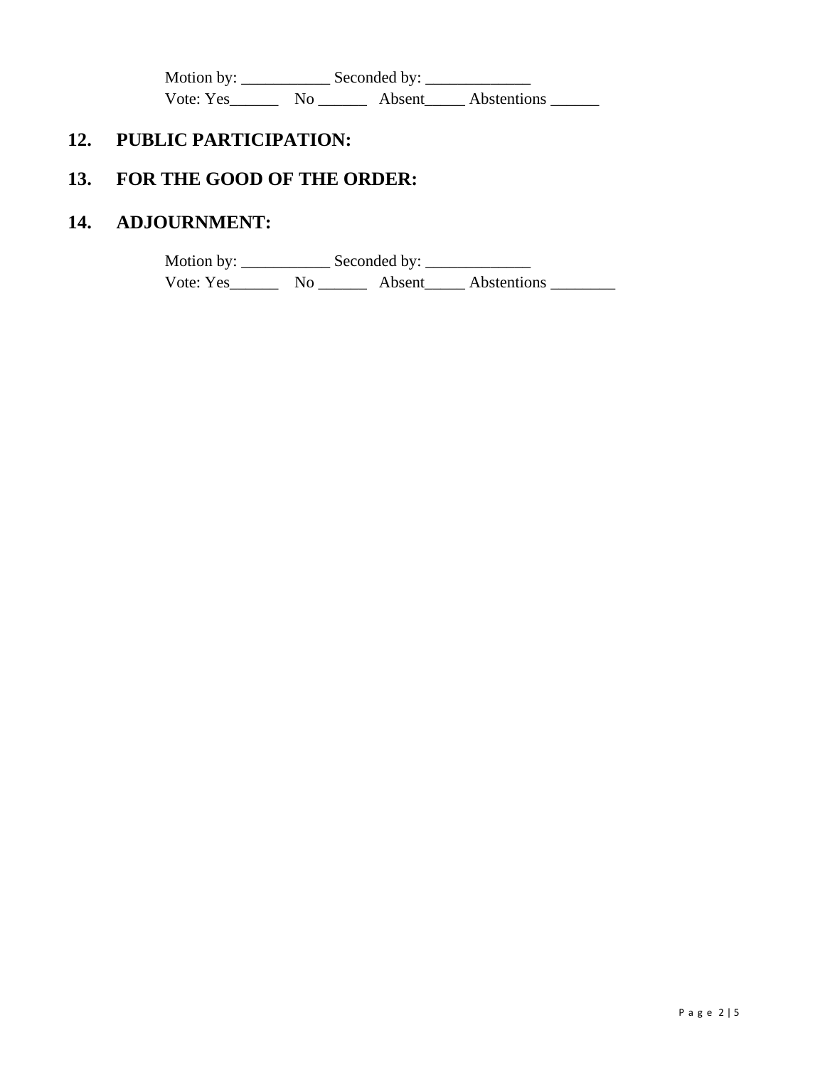Motion by: ___________ Seconded by: _____________
Vote: Yes______ No ______ Absent_____ Abstentions ______

## 12. PUBLIC PARTICIPATION:

## 13. FOR THE GOOD OF THE ORDER:

## 14. ADJOURNMENT:

Motion by: ___________ Seconded by: _____________
Vote: Yes______ No ______ Absent_____ Abstentions ________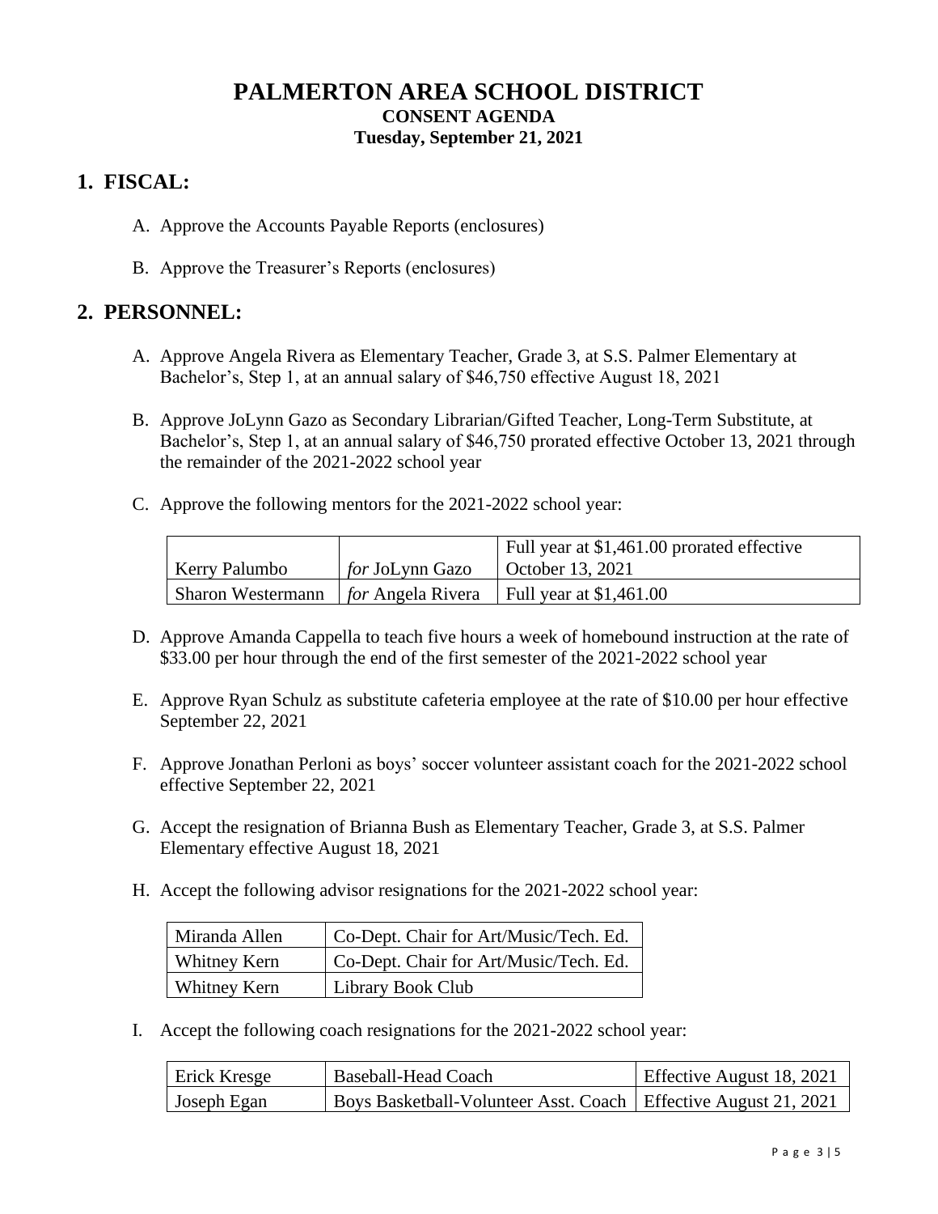# PALMERTON AREA SCHOOL DISTRICT

**CONSENT AGENDA**

**Tuesday, September 21, 2021**

## 1. FISCAL:

A. Approve the Accounts Payable Reports (enclosures)

B. Approve the Treasurer's Reports (enclosures)

## 2. PERSONNEL:

A. Approve Angela Rivera as Elementary Teacher, Grade 3, at S.S. Palmer Elementary at Bachelor's, Step 1, at an annual salary of $46,750 effective August 18, 2021

B. Approve JoLynn Gazo as Secondary Librarian/Gifted Teacher, Long-Term Substitute, at Bachelor's, Step 1, at an annual salary of $46,750 prorated effective October 13, 2021 through the remainder of the 2021-2022 school year

C. Approve the following mentors for the 2021-2022 school year:

| | | |
|---|---|---|
| Kerry Palumbo | *for* JoLynn Gazo | Full year at $1,461.00 prorated effective October 13, 2021 |
| Sharon Westermann | *for* Angela Rivera | Full year at $1,461.00 |

D. Approve Amanda Cappella to teach five hours a week of homebound instruction at the rate of $33.00 per hour through the end of the first semester of the 2021-2022 school year

E. Approve Ryan Schulz as substitute cafeteria employee at the rate of $10.00 per hour effective September 22, 2021

F. Approve Jonathan Perloni as boys' soccer volunteer assistant coach for the 2021-2022 school effective September 22, 2021

G. Accept the resignation of Brianna Bush as Elementary Teacher, Grade 3, at S.S. Palmer Elementary effective August 18, 2021

H. Accept the following advisor resignations for the 2021-2022 school year:

| | |
|---|---|
| Miranda Allen | Co-Dept. Chair for Art/Music/Tech. Ed. |
| Whitney Kern | Co-Dept. Chair for Art/Music/Tech. Ed. |
| Whitney Kern | Library Book Club |

I. Accept the following coach resignations for the 2021-2022 school year:

| | | |
|---|---|---|
| Erick Kresge | Baseball-Head Coach | Effective August 18, 2021 |
| Joseph Egan | Boys Basketball-Volunteer Asst. Coach | Effective August 21, 2021 |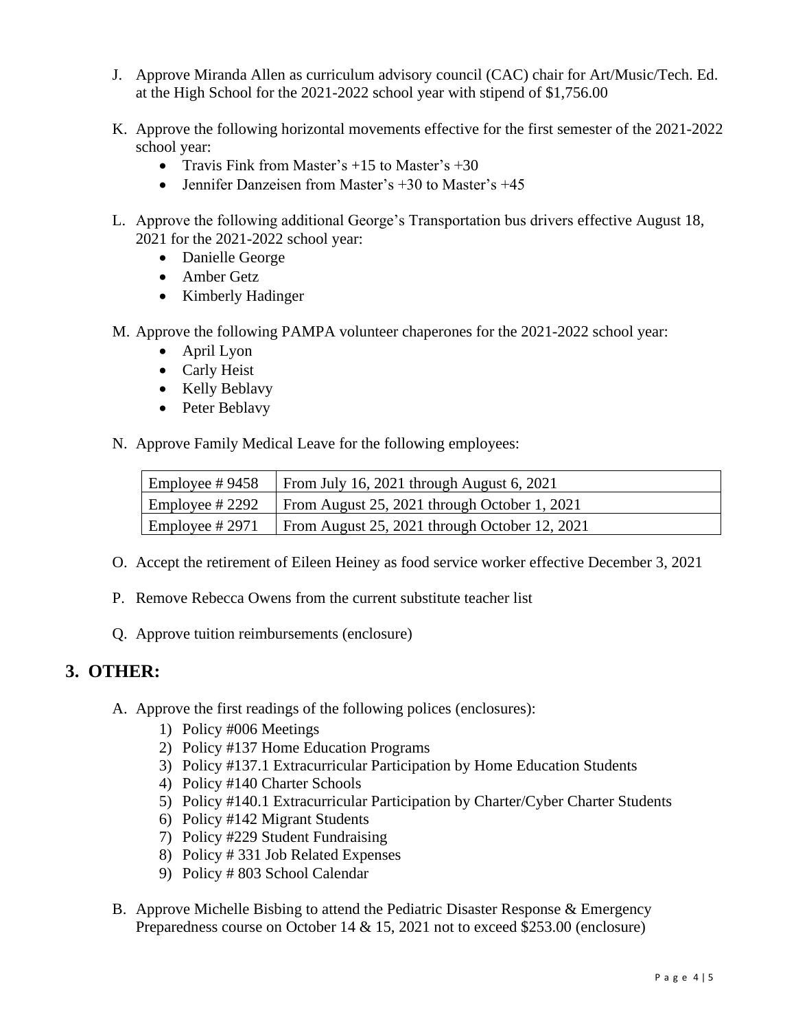J. Approve Miranda Allen as curriculum advisory council (CAC) chair for Art/Music/Tech. Ed. at the High School for the 2021-2022 school year with stipend of $1,756.00

K. Approve the following horizontal movements effective for the first semester of the 2021-2022 school year:
   - Travis Fink from Master's +15 to Master's +30
   - Jennifer Danzeisen from Master's +30 to Master's +45

L. Approve the following additional George's Transportation bus drivers effective August 18, 2021 for the 2021-2022 school year:
   - Danielle George
   - Amber Getz
   - Kimberly Hadinger

M. Approve the following PAMPA volunteer chaperones for the 2021-2022 school year:
   - April Lyon
   - Carly Heist
   - Kelly Beblavy
   - Peter Beblavy

N. Approve Family Medical Leave for the following employees:

| | |
|---|---|
| Employee # 9458 | From July 16, 2021 through August 6, 2021 |
| Employee # 2292 | From August 25, 2021 through October 1, 2021 |
| Employee # 2971 | From August 25, 2021 through October 12, 2021 |

O. Accept the retirement of Eileen Heiney as food service worker effective December 3, 2021

P. Remove Rebecca Owens from the current substitute teacher list

Q. Approve tuition reimbursements (enclosure)

## 3. OTHER:

A. Approve the first readings of the following polices (enclosures):
   1) Policy #006 Meetings
   2) Policy #137 Home Education Programs
   3) Policy #137.1 Extracurricular Participation by Home Education Students
   4) Policy #140 Charter Schools
   5) Policy #140.1 Extracurricular Participation by Charter/Cyber Charter Students
   6) Policy #142 Migrant Students
   7) Policy #229 Student Fundraising
   8) Policy # 331 Job Related Expenses
   9) Policy # 803 School Calendar

B. Approve Michelle Bisbing to attend the Pediatric Disaster Response & Emergency Preparedness course on October 14 & 15, 2021 not to exceed $253.00 (enclosure)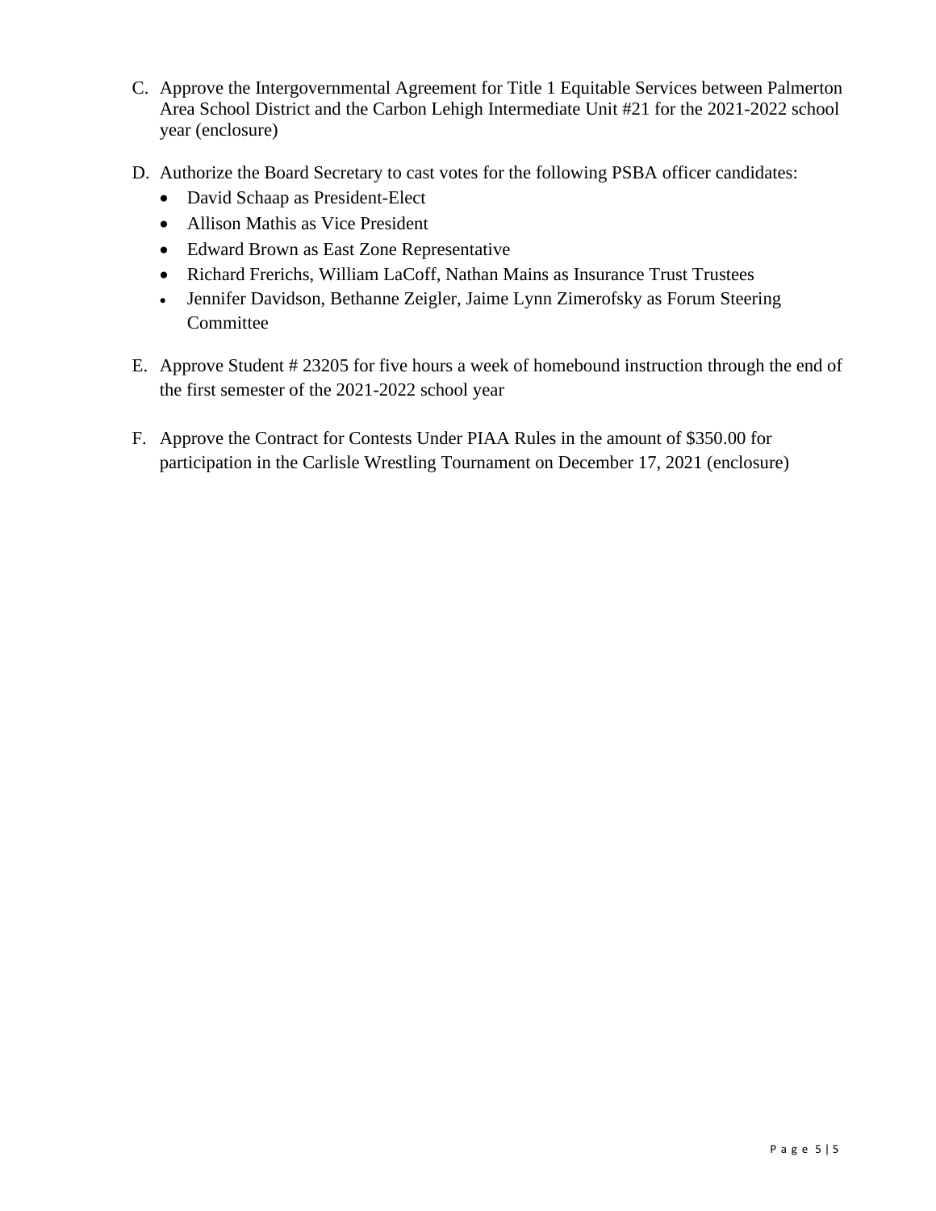C. Approve the Intergovernmental Agreement for Title 1 Equitable Services between Palmerton Area School District and the Carbon Lehigh Intermediate Unit #21 for the 2021-2022 school year (enclosure)

D. Authorize the Board Secretary to cast votes for the following PSBA officer candidates:
   - David Schaap as President-Elect
   - Allison Mathis as Vice President
   - Edward Brown as East Zone Representative
   - Richard Frerichs, William LaCoff, Nathan Mains as Insurance Trust Trustees
   - Jennifer Davidson, Bethanne Zeigler, Jaime Lynn Zimerofsky as Forum Steering Committee

E. Approve Student # 23205 for five hours a week of homebound instruction through the end of the first semester of the 2021-2022 school year

F. Approve the Contract for Contests Under PIAA Rules in the amount of $350.00 for participation in the Carlisle Wrestling Tournament on December 17, 2021 (enclosure)